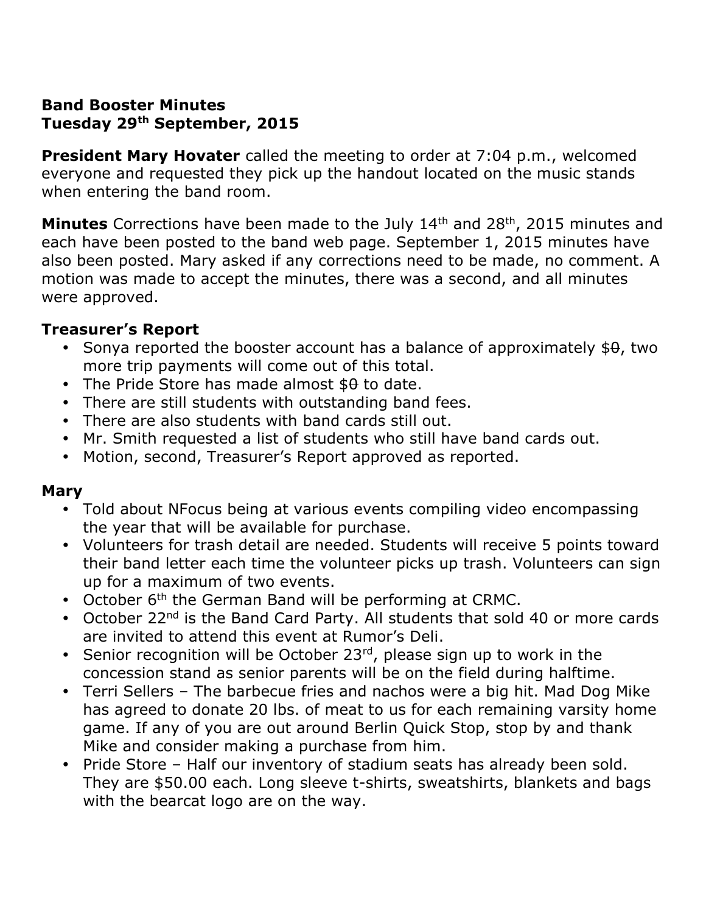**Band Booster Minutes**
**Tuesday 29th September, 2015**

**President Mary Hovater** called the meeting to order at 7:04 p.m., welcomed everyone and requested they pick up the handout located on the music stands when entering the band room.

**Minutes** Corrections have been made to the July 14th and 28th, 2015 minutes and each have been posted to the band web page. September 1, 2015 minutes have also been posted. Mary asked if any corrections need to be made, no comment. A motion was made to accept the minutes, there was a second, and all minutes were approved.

### Treasurer's Report

- Sonya reported the booster account has a balance of approximately $~~0~~, two more trip payments will come out of this total.
- The Pride Store has made almost $~~0~~ to date.
- There are still students with outstanding band fees.
- There are also students with band cards still out.
- Mr. Smith requested a list of students who still have band cards out.
- Motion, second, Treasurer's Report approved as reported.

### Mary

- Told about NFocus being at various events compiling video encompassing the year that will be available for purchase.
- Volunteers for trash detail are needed. Students will receive 5 points toward their band letter each time the volunteer picks up trash. Volunteers can sign up for a maximum of two events.
- October 6th the German Band will be performing at CRMC.
- October 22nd is the Band Card Party. All students that sold 40 or more cards are invited to attend this event at Rumor's Deli.
- Senior recognition will be October 23rd, please sign up to work in the concession stand as senior parents will be on the field during halftime.
- Terri Sellers – The barbecue fries and nachos were a big hit. Mad Dog Mike has agreed to donate 20 lbs. of meat to us for each remaining varsity home game. If any of you are out around Berlin Quick Stop, stop by and thank Mike and consider making a purchase from him.
- Pride Store – Half our inventory of stadium seats has already been sold. They are $50.00 each. Long sleeve t-shirts, sweatshirts, blankets and bags with the bearcat logo are on the way.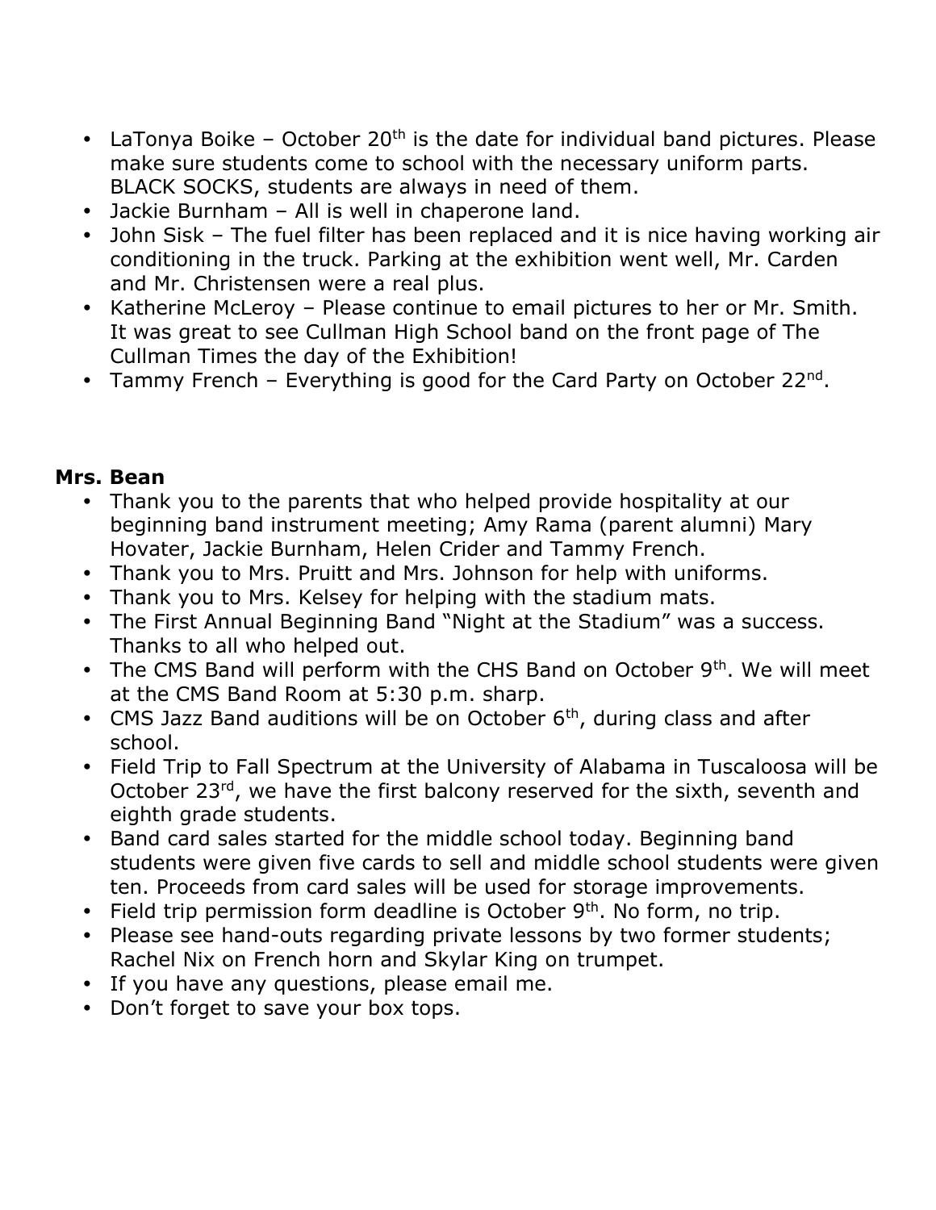- LaTonya Boike – October 20th is the date for individual band pictures. Please make sure students come to school with the necessary uniform parts. BLACK SOCKS, students are always in need of them.
- Jackie Burnham – All is well in chaperone land.
- John Sisk – The fuel filter has been replaced and it is nice having working air conditioning in the truck. Parking at the exhibition went well, Mr. Carden and Mr. Christensen were a real plus.
- Katherine McLeroy – Please continue to email pictures to her or Mr. Smith. It was great to see Cullman High School band on the front page of The Cullman Times the day of the Exhibition!
- Tammy French – Everything is good for the Card Party on October 22nd.

**Mrs. Bean**

- Thank you to the parents that who helped provide hospitality at our beginning band instrument meeting; Amy Rama (parent alumni) Mary Hovater, Jackie Burnham, Helen Crider and Tammy French.
- Thank you to Mrs. Pruitt and Mrs. Johnson for help with uniforms.
- Thank you to Mrs. Kelsey for helping with the stadium mats.
- The First Annual Beginning Band "Night at the Stadium" was a success. Thanks to all who helped out.
- The CMS Band will perform with the CHS Band on October 9th. We will meet at the CMS Band Room at 5:30 p.m. sharp.
- CMS Jazz Band auditions will be on October 6th, during class and after school.
- Field Trip to Fall Spectrum at the University of Alabama in Tuscaloosa will be October 23rd, we have the first balcony reserved for the sixth, seventh and eighth grade students.
- Band card sales started for the middle school today. Beginning band students were given five cards to sell and middle school students were given ten. Proceeds from card sales will be used for storage improvements.
- Field trip permission form deadline is October 9th. No form, no trip.
- Please see hand-outs regarding private lessons by two former students; Rachel Nix on French horn and Skylar King on trumpet.
- If you have any questions, please email me.
- Don't forget to save your box tops.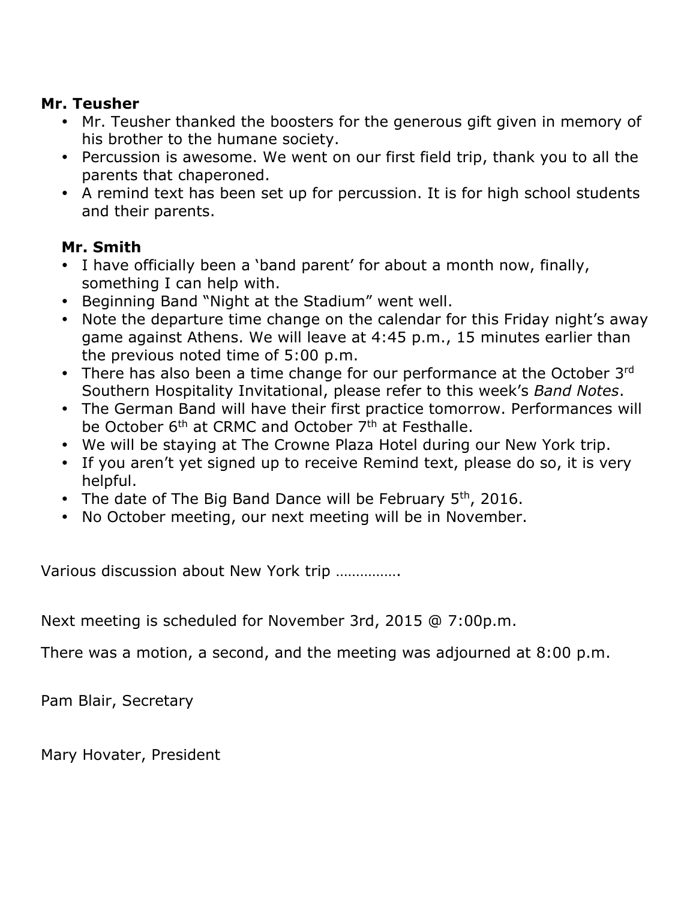**Mr. Teusher**

- Mr. Teusher thanked the boosters for the generous gift given in memory of his brother to the humane society.
- Percussion is awesome. We went on our first field trip, thank you to all the parents that chaperoned.
- A remind text has been set up for percussion. It is for high school students and their parents.

**Mr. Smith**

- I have officially been a 'band parent' for about a month now, finally, something I can help with.
- Beginning Band "Night at the Stadium" went well.
- Note the departure time change on the calendar for this Friday night's away game against Athens. We will leave at 4:45 p.m., 15 minutes earlier than the previous noted time of 5:00 p.m.
- There has also been a time change for our performance at the October 3rd Southern Hospitality Invitational, please refer to this week's *Band Notes*.
- The German Band will have their first practice tomorrow. Performances will be October 6th at CRMC and October 7th at Festhalle.
- We will be staying at The Crowne Plaza Hotel during our New York trip.
- If you aren't yet signed up to receive Remind text, please do so, it is very helpful.
- The date of The Big Band Dance will be February 5th, 2016.
- No October meeting, our next meeting will be in November.

Various discussion about New York trip …………….

Next meeting is scheduled for November 3rd, 2015 @ 7:00p.m.

There was a motion, a second, and the meeting was adjourned at 8:00 p.m.

Pam Blair, Secretary

Mary Hovater, President